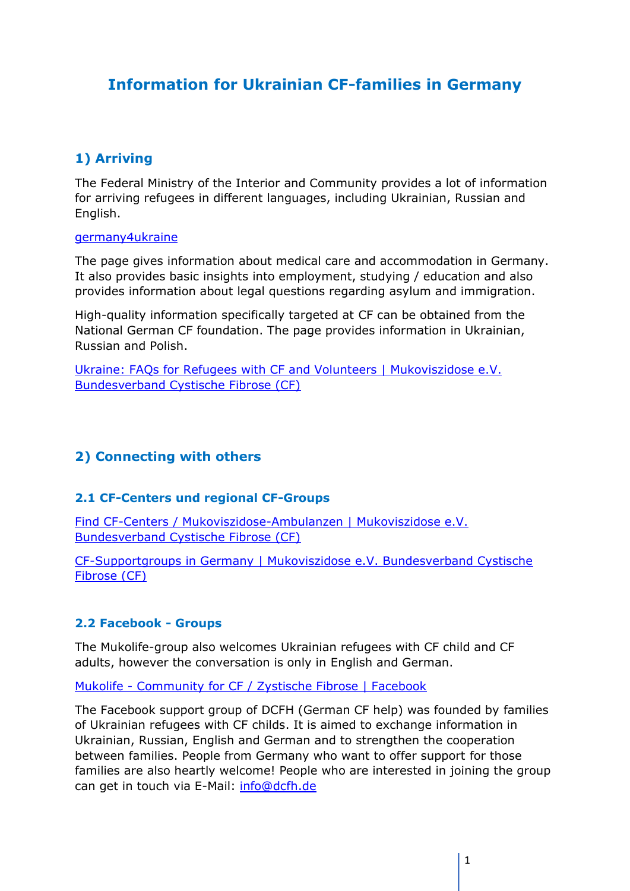# Information for Ukrainian CF-families in Germany

## 1) Arriving

The Federal Ministry of the Interior and Community provides a lot of information for arriving refugees in different languages, including Ukrainian, Russian and English.

germany4ukraine

The page gives information about medical care and accommodation in Germany. It also provides basic insights into employment, studying / education and also provides information about legal questions regarding asylum and immigration.

High-quality information specifically targeted at CF can be obtained from the National German CF foundation. The page provides information in Ukrainian, Russian and Polish.

Ukraine: FAQs for Refugees with CF and Volunteers | Mukoviszidose e.V. Bundesverband Cystische Fibrose (CF)

## 2) Connecting with others

### 2.1 CF-Centers und regional CF-Groups

Find CF-Centers / Mukoviszidose-Ambulanzen | Mukoviszidose e.V. Bundesverband Cystische Fibrose (CF)

CF-Supportgroups in Germany | Mukoviszidose e.V. Bundesverband Cystische Fibrose (CF)

### 2.2 Facebook - Groups

The Mukolife-group also welcomes Ukrainian refugees with CF child and CF adults, however the conversation is only in English and German.

Mukolife - Community for CF / Zystische Fibrose | Facebook

The Facebook support group of DCFH (German CF help) was founded by families of Ukrainian refugees with CF childs. It is aimed to exchange information in Ukrainian, Russian, English and German and to strengthen the cooperation between families. People from Germany who want to offer support for those families are also heartly welcome! People who are interested in joining the group can get in touch via E-Mail: info@dcfh.de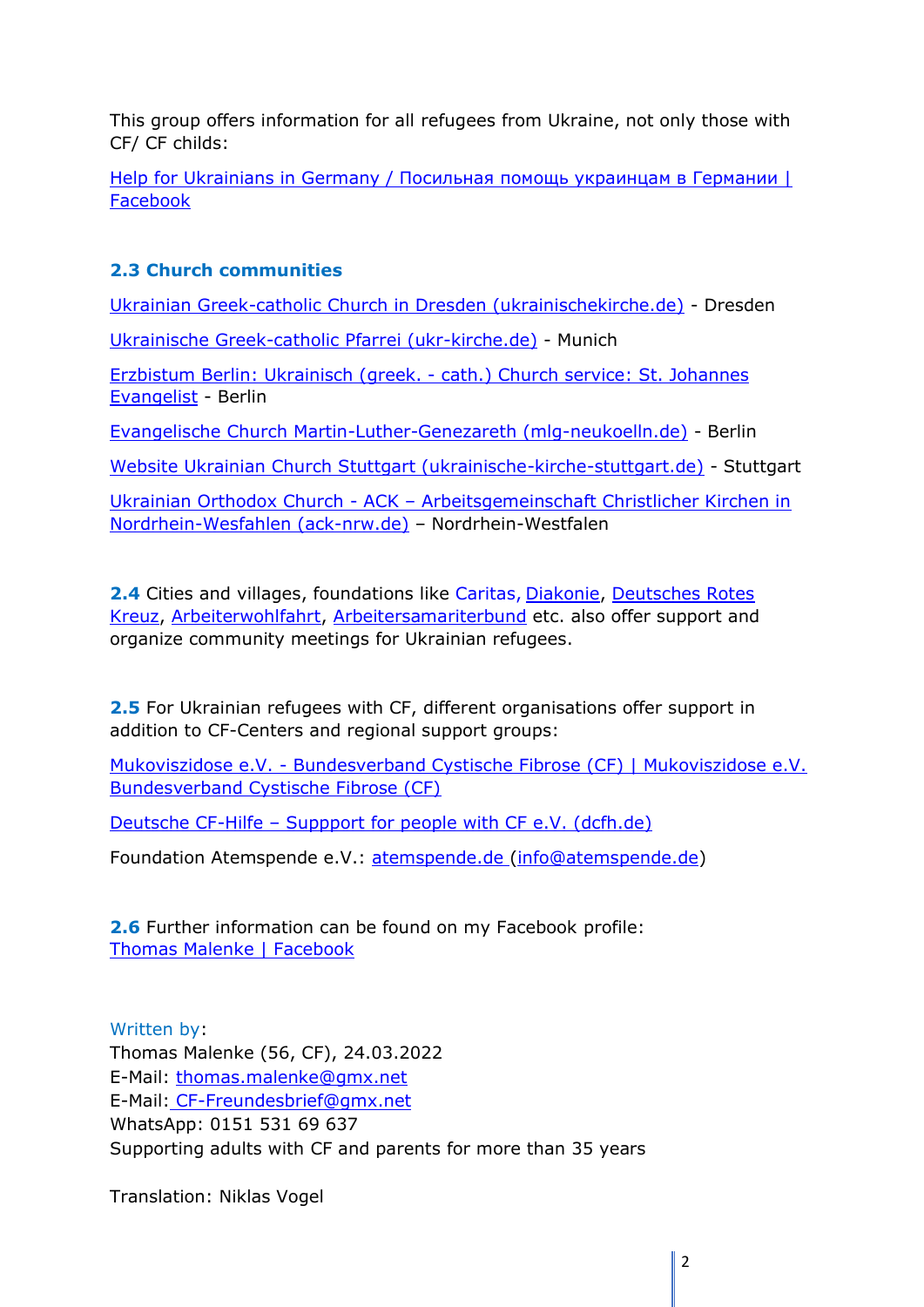This group offers information for all refugees from Ukraine, not only those with CF/ CF childs:

[Help for Ukrainians in Germany / Посильная помощь украинцам в Германии | Facebook]

### 2.3 Church communities

Ukrainian Greek-catholic Church in Dresden (ukrainischekirche.de) - Dresden

Ukrainische Greek-catholic Pfarrei (ukr-kirche.de) - Munich

Erzbistum Berlin: Ukrainisch (greek. - cath.) Church service: St. Johannes Evangelist - Berlin

Evangelische Church Martin-Luther-Genezareth (mlg-neukoelln.de) - Berlin

Website Ukrainian Church Stuttgart (ukrainische-kirche-stuttgart.de) - Stuttgart

Ukrainian Orthodox Church - ACK – Arbeitsgemeinschaft Christlicher Kirchen in Nordrhein-Wesfahlen (ack-nrw.de) – Nordrhein-Westfalen

**2.4** Cities and villages, foundations like Caritas, Diakonie, Deutsches Rotes Kreuz, Arbeiterwohlfahrt, Arbeitersamariterbund etc. also offer support and organize community meetings for Ukrainian refugees.

**2.5** For Ukrainian refugees with CF, different organisations offer support in addition to CF-Centers and regional support groups:

Mukoviszidose e.V. - Bundesverband Cystische Fibrose (CF) | Mukoviszidose e.V. Bundesverband Cystische Fibrose (CF)

Deutsche CF-Hilfe – Suppport for people with CF e.V. (dcfh.de)

Foundation Atemspende e.V.: atemspende.de (info@atemspende.de)

**2.6** Further information can be found on my Facebook profile:
Thomas Malenke | Facebook

Written by:
Thomas Malenke (56, CF), 24.03.2022
E-Mail: thomas.malenke@gmx.net
E-Mail: CF-Freundesbrief@gmx.net
WhatsApp: 0151 531 69 637
Supporting adults with CF and parents for more than 35 years

Translation: Niklas Vogel